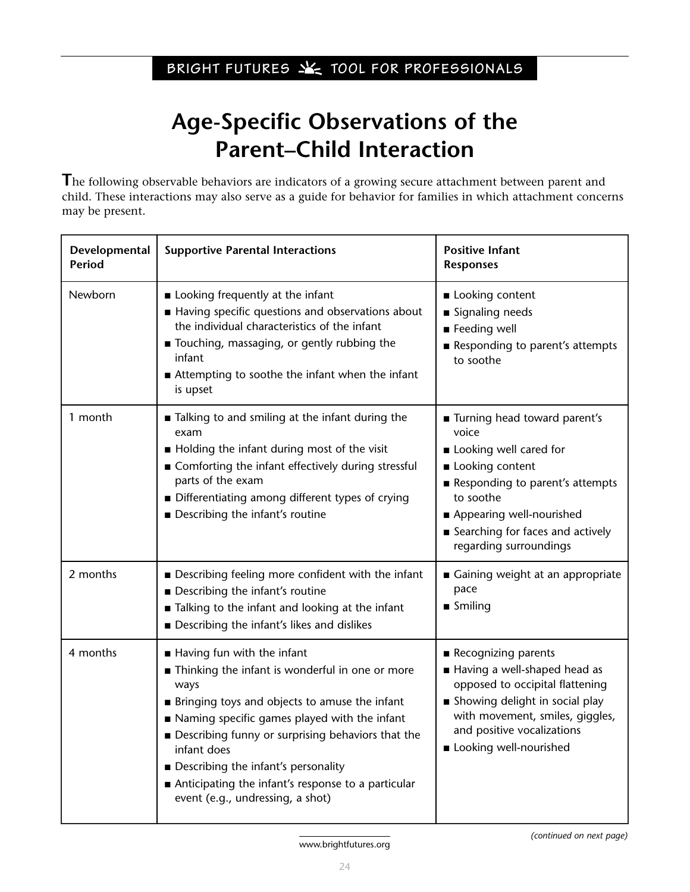BRIGHT FUTURES TOOL FOR PROFESSIONALS

# Age-Specific Observations of the Parent–Child Interaction

The following observable behaviors are indicators of a growing secure attachment between parent and child. These interactions may also serve as a guide for behavior for families in which attachment concerns may be present.

| Developmental Period | Supportive Parental Interactions | Positive Infant Responses |
|---|---|---|
| Newborn | ■ Looking frequently at the infant<br>■ Having specific questions and observations about the individual characteristics of the infant<br>■ Touching, massaging, or gently rubbing the infant<br>■ Attempting to soothe the infant when the infant is upset | ■ Looking content<br>■ Signaling needs<br>■ Feeding well<br>■ Responding to parent's attempts to soothe |
| 1 month | ■ Talking to and smiling at the infant during the exam<br>■ Holding the infant during most of the visit<br>■ Comforting the infant effectively during stressful parts of the exam<br>■ Differentiating among different types of crying<br>■ Describing the infant's routine | ■ Turning head toward parent's voice<br>■ Looking well cared for<br>■ Looking content<br>■ Responding to parent's attempts to soothe<br>■ Appearing well-nourished<br>■ Searching for faces and actively regarding surroundings |
| 2 months | ■ Describing feeling more confident with the infant<br>■ Describing the infant's routine<br>■ Talking to the infant and looking at the infant<br>■ Describing the infant's likes and dislikes | ■ Gaining weight at an appropriate pace<br>■ Smiling |
| 4 months | ■ Having fun with the infant<br>■ Thinking the infant is wonderful in one or more ways<br>■ Bringing toys and objects to amuse the infant<br>■ Naming specific games played with the infant<br>■ Describing funny or surprising behaviors that the infant does<br>■ Describing the infant's personality<br>■ Anticipating the infant's response to a particular event (e.g., undressing, a shot) | ■ Recognizing parents<br>■ Having a well-shaped head as opposed to occipital flattening<br>■ Showing delight in social play with movement, smiles, giggles, and positive vocalizations<br>■ Looking well-nourished |

*(continued on next page)*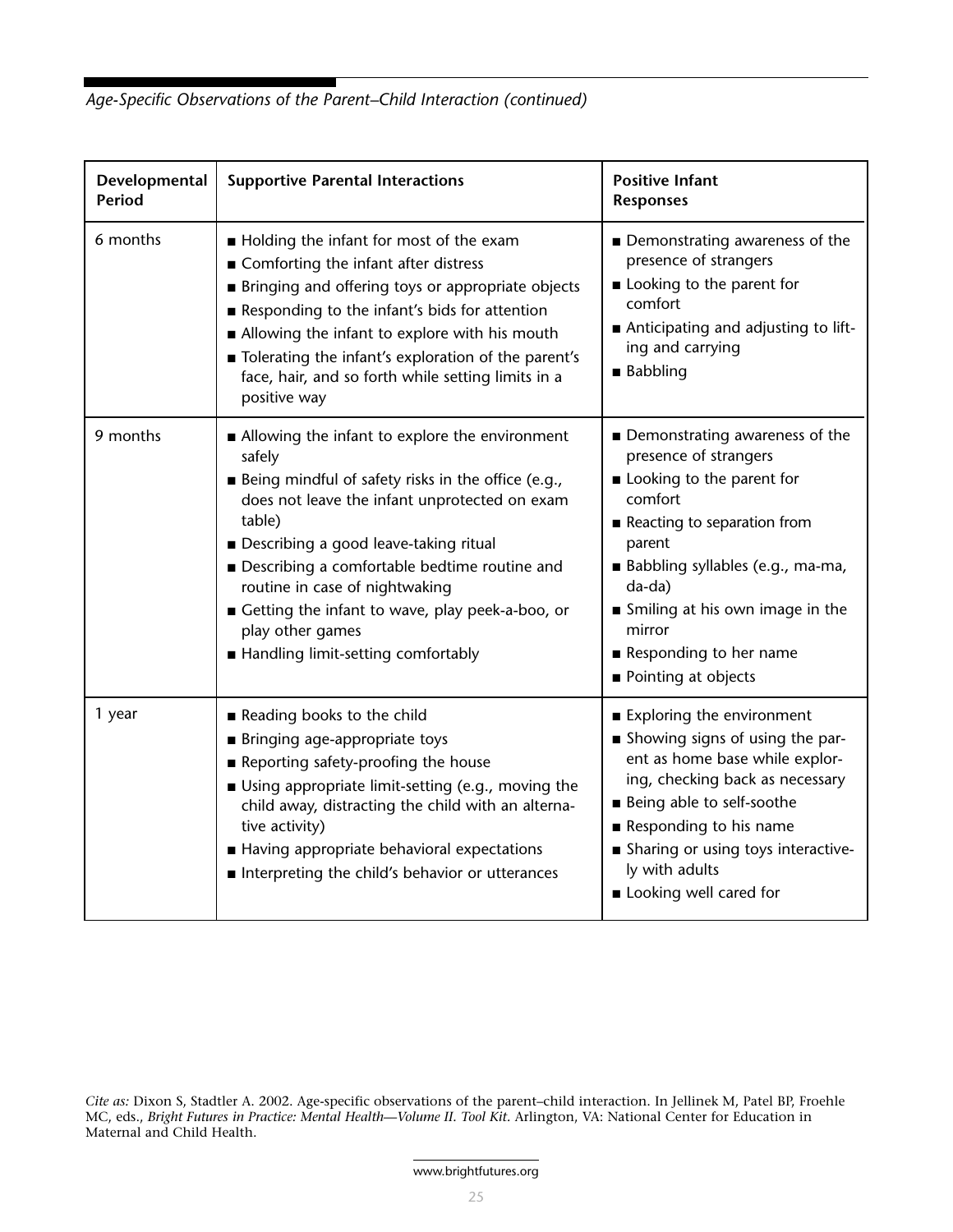*Age-Specific Observations of the Parent–Child Interaction (continued)*

| Developmental Period | Supportive Parental Interactions | Positive Infant Responses |
|---|---|---|
| 6 months | ■ Holding the infant for most of the exam<br>■ Comforting the infant after distress<br>■ Bringing and offering toys or appropriate objects<br>■ Responding to the infant's bids for attention<br>■ Allowing the infant to explore with his mouth<br>■ Tolerating the infant's exploration of the parent's face, hair, and so forth while setting limits in a positive way | ■ Demonstrating awareness of the presence of strangers<br>■ Looking to the parent for comfort<br>■ Anticipating and adjusting to lifting and carrying<br>■ Babbling |
| 9 months | ■ Allowing the infant to explore the environment safely<br>■ Being mindful of safety risks in the office (e.g., does not leave the infant unprotected on exam table)<br>■ Describing a good leave-taking ritual<br>■ Describing a comfortable bedtime routine and routine in case of nightwaking<br>■ Getting the infant to wave, play peek-a-boo, or play other games<br>■ Handling limit-setting comfortably | ■ Demonstrating awareness of the presence of strangers<br>■ Looking to the parent for comfort<br>■ Reacting to separation from parent<br>■ Babbling syllables (e.g., ma-ma, da-da)<br>■ Smiling at his own image in the mirror<br>■ Responding to her name<br>■ Pointing at objects |
| 1 year | ■ Reading books to the child<br>■ Bringing age-appropriate toys<br>■ Reporting safety-proofing the house<br>■ Using appropriate limit-setting (e.g., moving the child away, distracting the child with an alternative activity)<br>■ Having appropriate behavioral expectations<br>■ Interpreting the child's behavior or utterances | ■ Exploring the environment<br>■ Showing signs of using the parent as home base while exploring, checking back as necessary<br>■ Being able to self-soothe<br>■ Responding to his name<br>■ Sharing or using toys interactively with adults<br>■ Looking well cared for |

*Cite as:* Dixon S, Stadtler A. 2002. Age-specific observations of the parent–child interaction. In Jellinek M, Patel BP, Froehle MC, eds., *Bright Futures in Practice: Mental Health—Volume II. Tool Kit.* Arlington, VA: National Center for Education in Maternal and Child Health.

www.brightfutures.org